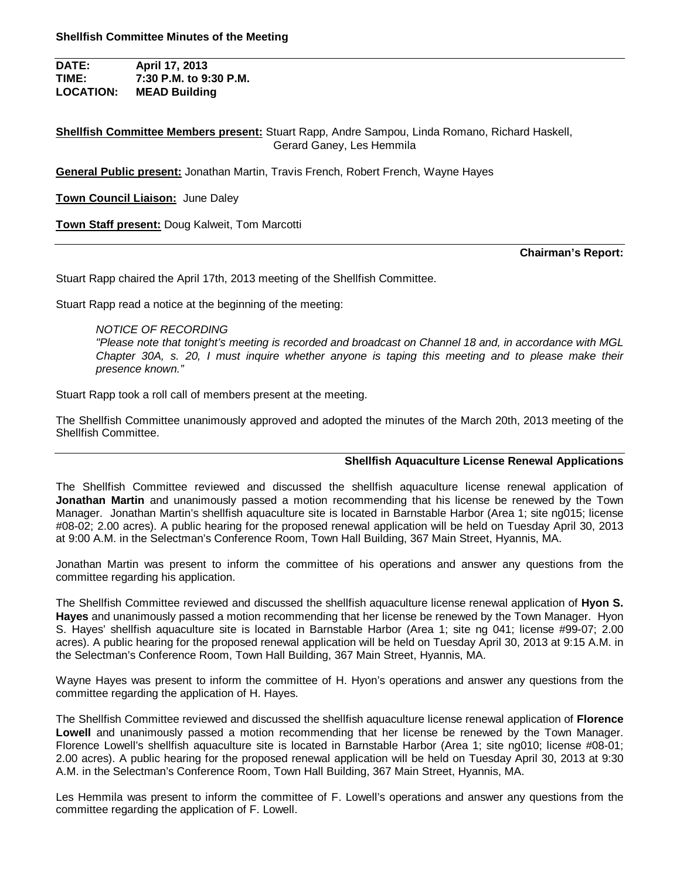**Shellfish Committee Minutes of the Meeting**

**DATE:** April 17, 2013
**TIME:** 7:30 P.M. to 9:30 P.M.
**LOCATION:** MEAD Building

**Shellfish Committee Members present:** Stuart Rapp, Andre Sampou, Linda Romano, Richard Haskell, Gerard Ganey, Les Hemmila

**General Public present:** Jonathan Martin, Travis French, Robert French, Wayne Hayes

**Town Council Liaison:** June Daley

**Town Staff present:** Doug Kalweit, Tom Marcotti

**Chairman's Report:**

Stuart Rapp chaired the April 17th, 2013 meeting of the Shellfish Committee.

Stuart Rapp read a notice at the beginning of the meeting:

> *NOTICE OF RECORDING*
> *"Please note that tonight's meeting is recorded and broadcast on Channel 18 and, in accordance with MGL Chapter 30A, s. 20, I must inquire whether anyone is taping this meeting and to please make their presence known."*

Stuart Rapp took a roll call of members present at the meeting.

The Shellfish Committee unanimously approved and adopted the minutes of the March 20th, 2013 meeting of the Shellfish Committee.

**Shellfish Aquaculture License Renewal Applications**

The Shellfish Committee reviewed and discussed the shellfish aquaculture license renewal application of **Jonathan Martin** and unanimously passed a motion recommending that his license be renewed by the Town Manager. Jonathan Martin's shellfish aquaculture site is located in Barnstable Harbor (Area 1; site ng015; license #08-02; 2.00 acres). A public hearing for the proposed renewal application will be held on Tuesday April 30, 2013 at 9:00 A.M. in the Selectman's Conference Room, Town Hall Building, 367 Main Street, Hyannis, MA.

Jonathan Martin was present to inform the committee of his operations and answer any questions from the committee regarding his application.

The Shellfish Committee reviewed and discussed the shellfish aquaculture license renewal application of **Hyon S. Hayes** and unanimously passed a motion recommending that her license be renewed by the Town Manager. Hyon S. Hayes' shellfish aquaculture site is located in Barnstable Harbor (Area 1; site ng 041; license #99-07; 2.00 acres). A public hearing for the proposed renewal application will be held on Tuesday April 30, 2013 at 9:15 A.M. in the Selectman's Conference Room, Town Hall Building, 367 Main Street, Hyannis, MA.

Wayne Hayes was present to inform the committee of H. Hyon's operations and answer any questions from the committee regarding the application of H. Hayes.

The Shellfish Committee reviewed and discussed the shellfish aquaculture license renewal application of **Florence Lowell** and unanimously passed a motion recommending that her license be renewed by the Town Manager. Florence Lowell's shellfish aquaculture site is located in Barnstable Harbor (Area 1; site ng010; license #08-01; 2.00 acres). A public hearing for the proposed renewal application will be held on Tuesday April 30, 2013 at 9:30 A.M. in the Selectman's Conference Room, Town Hall Building, 367 Main Street, Hyannis, MA.

Les Hemmila was present to inform the committee of F. Lowell's operations and answer any questions from the committee regarding the application of F. Lowell.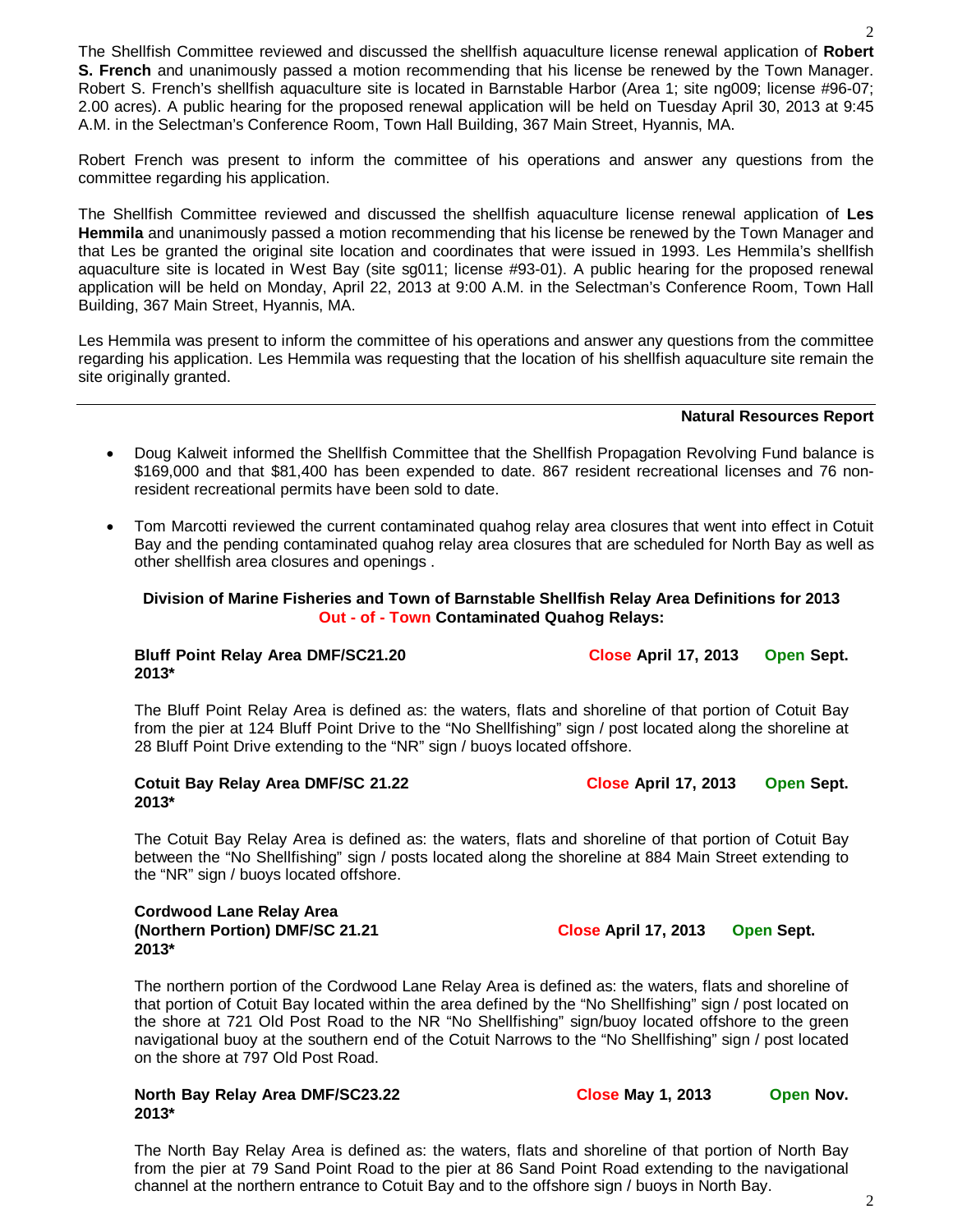The Shellfish Committee reviewed and discussed the shellfish aquaculture license renewal application of **Robert S. French** and unanimously passed a motion recommending that his license be renewed by the Town Manager. Robert S. French's shellfish aquaculture site is located in Barnstable Harbor (Area 1; site ng009; license #96-07; 2.00 acres). A public hearing for the proposed renewal application will be held on Tuesday April 30, 2013 at 9:45 A.M. in the Selectman's Conference Room, Town Hall Building, 367 Main Street, Hyannis, MA.

Robert French was present to inform the committee of his operations and answer any questions from the committee regarding his application.

The Shellfish Committee reviewed and discussed the shellfish aquaculture license renewal application of **Les Hemmila** and unanimously passed a motion recommending that his license be renewed by the Town Manager and that Les be granted the original site location and coordinates that were issued in 1993. Les Hemmila's shellfish aquaculture site is located in West Bay (site sg011; license #93-01). A public hearing for the proposed renewal application will be held on Monday, April 22, 2013 at 9:00 A.M. in the Selectman's Conference Room, Town Hall Building, 367 Main Street, Hyannis, MA.

Les Hemmila was present to inform the committee of his operations and answer any questions from the committee regarding his application. Les Hemmila was requesting that the location of his shellfish aquaculture site remain the site originally granted.

---

**Natural Resources Report**

- Doug Kalweit informed the Shellfish Committee that the Shellfish Propagation Revolving Fund balance is $169,000 and that $81,400 has been expended to date. 867 resident recreational licenses and 76 non-resident recreational permits have been sold to date.
- Tom Marcotti reviewed the current contaminated quahog relay area closures that went into effect in Cotuit Bay and the pending contaminated quahog relay area closures that are scheduled for North Bay as well as other shellfish area closures and openings .

**Division of Marine Fisheries and Town of Barnstable Shellfish Relay Area Definitions for 2013**
**Out - of - Town Contaminated Quahog Relays:**

**Bluff Point Relay Area DMF/SC21.20 Close April 17, 2013 Open Sept. 2013***

The Bluff Point Relay Area is defined as: the waters, flats and shoreline of that portion of Cotuit Bay from the pier at 124 Bluff Point Drive to the "No Shellfishing" sign / post located along the shoreline at 28 Bluff Point Drive extending to the "NR" sign / buoys located offshore.

**Cotuit Bay Relay Area DMF/SC 21.22 Close April 17, 2013 Open Sept. 2013***

The Cotuit Bay Relay Area is defined as: the waters, flats and shoreline of that portion of Cotuit Bay between the "No Shellfishing" sign / posts located along the shoreline at 884 Main Street extending to the "NR" sign / buoys located offshore.

**Cordwood Lane Relay Area**
**(Northern Portion) DMF/SC 21.21 Close April 17, 2013 Open Sept. 2013***

The northern portion of the Cordwood Lane Relay Area is defined as: the waters, flats and shoreline of that portion of Cotuit Bay located within the area defined by the "No Shellfishing" sign / post located on the shore at 721 Old Post Road to the NR "No Shellfishing" sign/buoy located offshore to the green navigational buoy at the southern end of the Cotuit Narrows to the "No Shellfishing" sign / post located on the shore at 797 Old Post Road.

**North Bay Relay Area DMF/SC23.22 Close May 1, 2013 Open Nov. 2013***

The North Bay Relay Area is defined as: the waters, flats and shoreline of that portion of North Bay from the pier at 79 Sand Point Road to the pier at 86 Sand Point Road extending to the navigational channel at the northern entrance to Cotuit Bay and to the offshore sign / buoys in North Bay.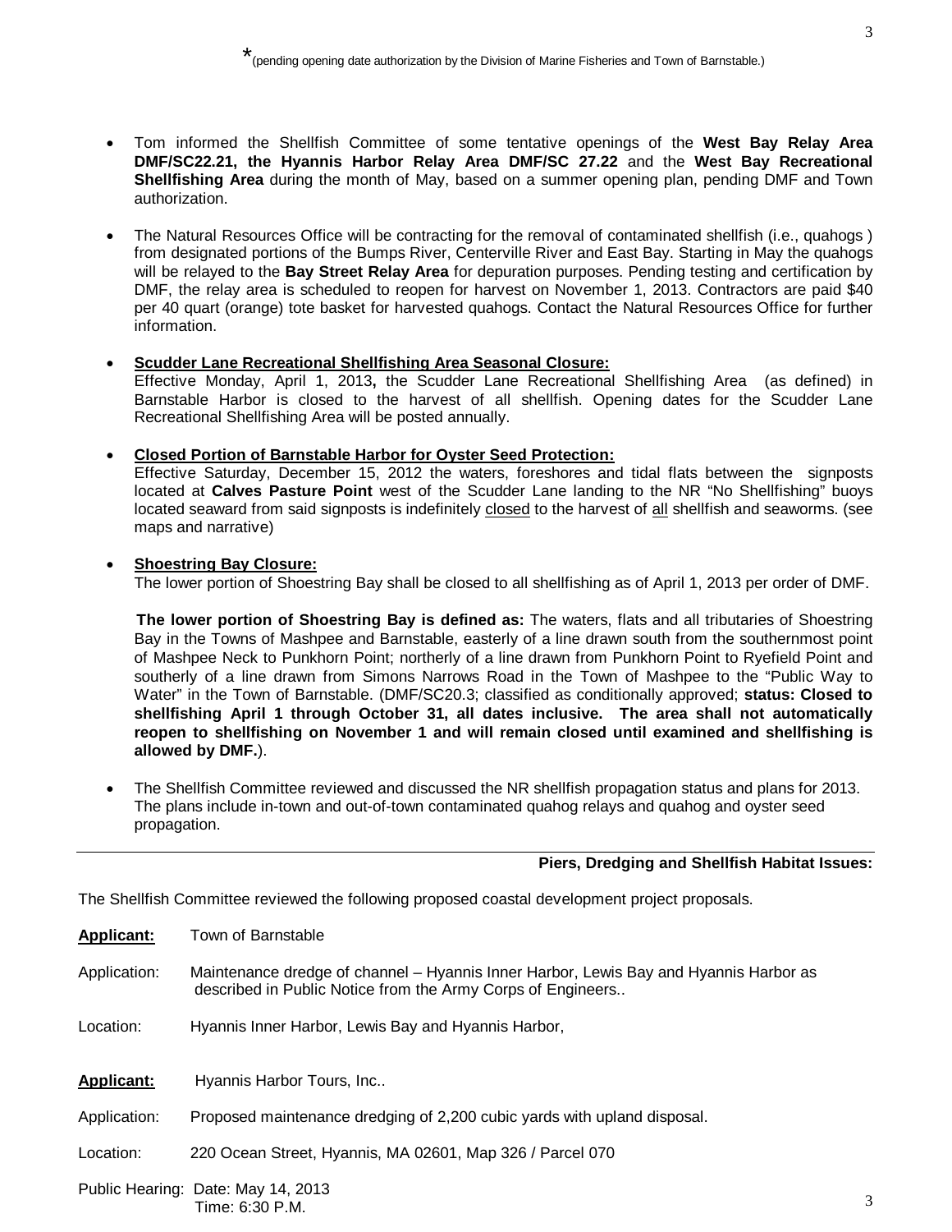*(pending opening date authorization by the Division of Marine Fisheries and Town of Barnstable.)

- Tom informed the Shellfish Committee of some tentative openings of the **West Bay Relay Area DMF/SC22.21, the Hyannis Harbor Relay Area DMF/SC 27.22** and the **West Bay Recreational Shellfishing Area** during the month of May, based on a summer opening plan, pending DMF and Town authorization.

- The Natural Resources Office will be contracting for the removal of contaminated shellfish (i.e., quahogs ) from designated portions of the Bumps River, Centerville River and East Bay. Starting in May the quahogs will be relayed to the **Bay Street Relay Area** for depuration purposes. Pending testing and certification by DMF, the relay area is scheduled to reopen for harvest on November 1, 2013. Contractors are paid $40 per 40 quart (orange) tote basket for harvested quahogs. Contact the Natural Resources Office for further information.

- **Scudder Lane Recreational Shellfishing Area Seasonal Closure:**
  Effective Monday, April 1, 2013**,** the Scudder Lane Recreational Shellfishing Area (as defined) in Barnstable Harbor is closed to the harvest of all shellfish. Opening dates for the Scudder Lane Recreational Shellfishing Area will be posted annually.

- **Closed Portion of Barnstable Harbor for Oyster Seed Protection:**
  Effective Saturday, December 15, 2012 the waters, foreshores and tidal flats between the signposts located at **Calves Pasture Point** west of the Scudder Lane landing to the NR "No Shellfishing" buoys located seaward from said signposts is indefinitely closed to the harvest of all shellfish and seaworms. (see maps and narrative)

- **Shoestring Bay Closure:**
  The lower portion of Shoestring Bay shall be closed to all shellfishing as of April 1, 2013 per order of DMF.

  **The lower portion of Shoestring Bay is defined as:** The waters, flats and all tributaries of Shoestring Bay in the Towns of Mashpee and Barnstable, easterly of a line drawn south from the southernmost point of Mashpee Neck to Punkhorn Point; northerly of a line drawn from Punkhorn Point to Ryefield Point and southerly of a line drawn from Simons Narrows Road in the Town of Mashpee to the "Public Way to Water" in the Town of Barnstable. (DMF/SC20.3; classified as conditionally approved; **status: Closed to shellfishing April 1 through October 31, all dates inclusive. The area shall not automatically reopen to shellfishing on November 1 and will remain closed until examined and shellfishing is allowed by DMF.**).

- The Shellfish Committee reviewed and discussed the NR shellfish propagation status and plans for 2013. The plans include in-town and out-of-town contaminated quahog relays and quahog and oyster seed propagation.

---

**Piers, Dredging and Shellfish Habitat Issues:**

The Shellfish Committee reviewed the following proposed coastal development project proposals.

**Applicant:** Town of Barnstable

Application: Maintenance dredge of channel – Hyannis Inner Harbor, Lewis Bay and Hyannis Harbor as described in Public Notice from the Army Corps of Engineers..

Location: Hyannis Inner Harbor, Lewis Bay and Hyannis Harbor,

**Applicant:** Hyannis Harbor Tours, Inc..

Application: Proposed maintenance dredging of 2,200 cubic yards with upland disposal.

Location: 220 Ocean Street, Hyannis, MA 02601, Map 326 / Parcel 070

Public Hearing: Date: May 14, 2013
Time: 6:30 P.M.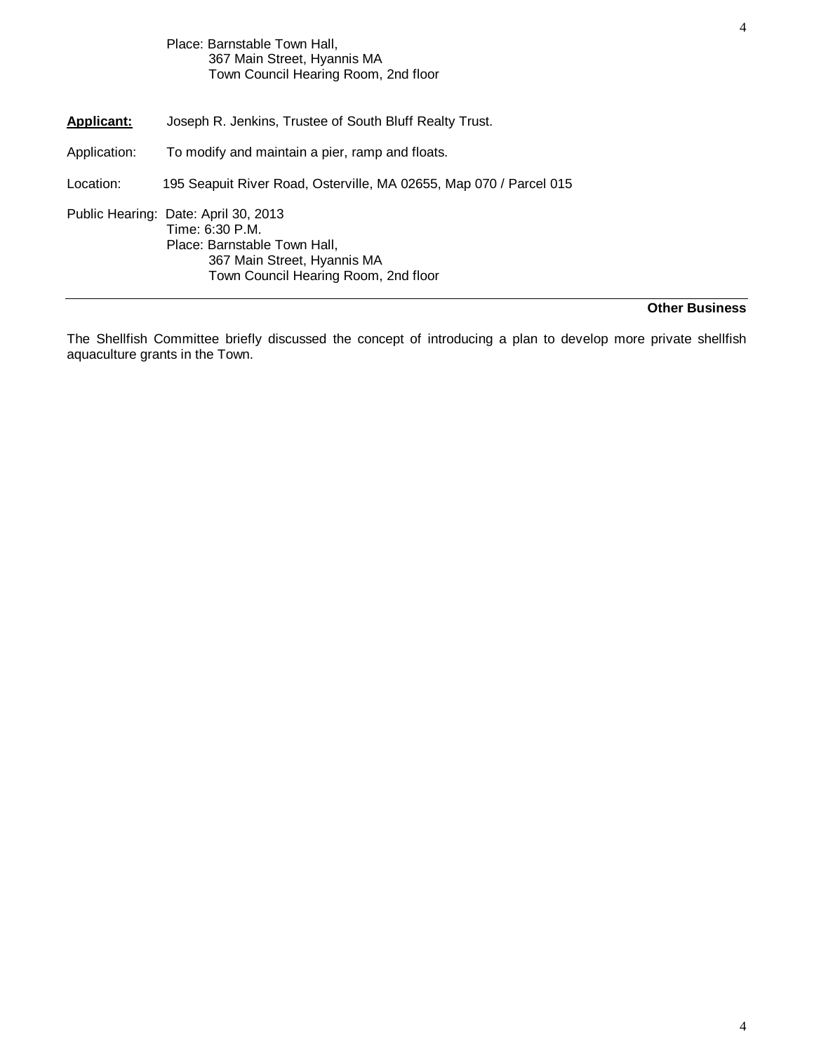Place: Barnstable Town Hall,
367 Main Street, Hyannis MA
Town Council Hearing Room, 2nd floor

**Applicant:** Joseph R. Jenkins, Trustee of South Bluff Realty Trust.

Application: To modify and maintain a pier, ramp and floats.

Location: 195 Seapuit River Road, Osterville, MA 02655, Map 070 / Parcel 015

Public Hearing: Date: April 30, 2013
Time: 6:30 P.M.
Place: Barnstable Town Hall,
367 Main Street, Hyannis MA
Town Council Hearing Room, 2nd floor

---

**Other Business**

The Shellfish Committee briefly discussed the concept of introducing a plan to develop more private shellfish aquaculture grants in the Town.